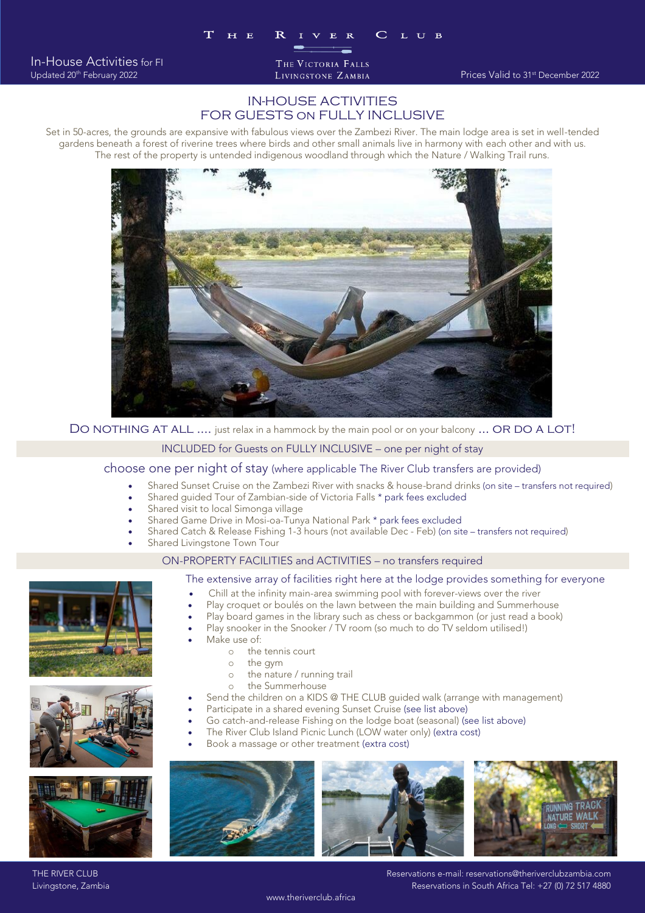# THE RIVER CLUB

THE VICTORIA FALLS
LIVINGSTONE ZAMBIA

In-House Activities for FI
Updated 20th February 2022

Prices Valid to 31st December 2022

## IN-HOUSE ACTIVITIES FOR GUESTS ON FULLY INCLUSIVE

Set in 50-acres, the grounds are expansive with fabulous views over the Zambezi River. The main lodge area is set in well-tended gardens beneath a forest of riverine trees where birds and other small animals live in harmony with each other and with us. The rest of the property is untended indigenous woodland through which the Nature / Walking Trail runs.

DO NOTHING AT ALL .... just relax in a hammock by the main pool or on your balcony ... OR DO A LOT!

### INCLUDED for Guests on FULLY INCLUSIVE – one per night of stay

choose one per night of stay (where applicable The River Club transfers are provided)

- Shared Sunset Cruise on the Zambezi River with snacks & house-brand drinks (on site – transfers not required)
- Shared guided Tour of Zambian-side of Victoria Falls * park fees excluded
- Shared visit to local Simonga village
- Shared Game Drive in Mosi-oa-Tunya National Park * park fees excluded
- Shared Catch & Release Fishing 1-3 hours (not available Dec - Feb) (on site – transfers not required)
- Shared Livingstone Town Tour

### ON-PROPERTY FACILITIES and ACTIVITIES – no transfers required

The extensive array of facilities right here at the lodge provides something for everyone

- Chill at the infinity main-area swimming pool with forever-views over the river
- Play croquet or boulés on the lawn between the main building and Summerhouse
- Play board games in the library such as chess or backgammon (or just read a book)
- Play snooker in the Snooker / TV room (so much to do TV seldom utilised!)
- Make use of:
  - the tennis court
  - the gym
  - the nature / running trail
  - the Summerhouse
- Send the children on a KIDS @ THE CLUB guided walk (arrange with management)
- Participate in a shared evening Sunset Cruise (see list above)
- Go catch-and-release Fishing on the lodge boat (seasonal) (see list above)
- The River Club Island Picnic Lunch (LOW water only) (extra cost)
- Book a massage or other treatment (extra cost)

THE RIVER CLUB
Livingstone, Zambia

Reservations e-mail: reservations@theriverclubzambia.com
Reservations in South Africa Tel: +27 (0) 72 517 4880

www.theriverclub.africa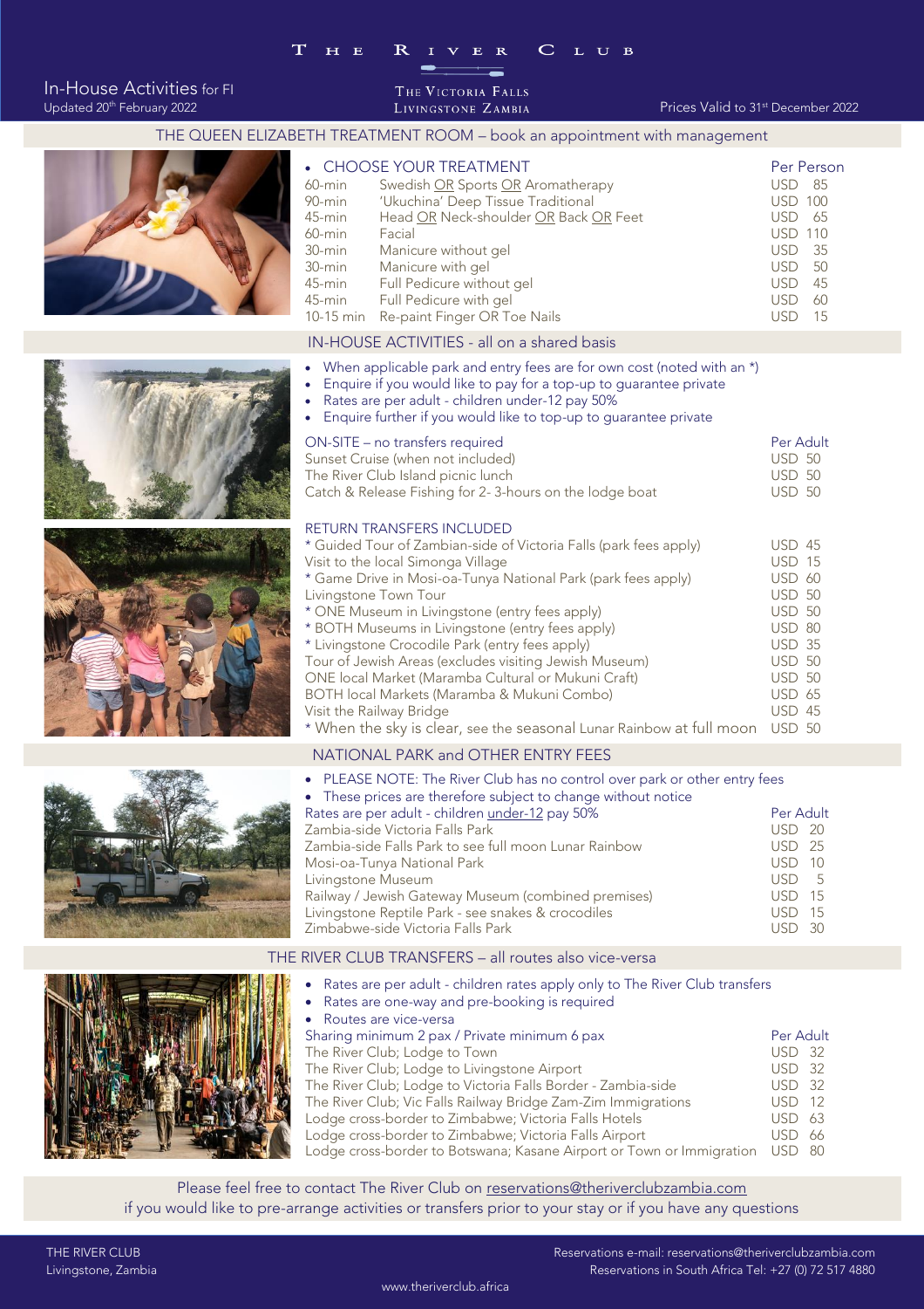# THE RIVER CLUB

THE VICTORIA FALLS
LIVINGSTONE ZAMBIA

In-House Activities for FI
Updated 20th February 2022

Prices Valid to 31st December 2022

## THE QUEEN ELIZABETH TREATMENT ROOM – book an appointment with management

- CHOOSE YOUR TREATMENT

| | | Per Person |
|---|---|---|
| 60-min | Swedish OR Sports OR Aromatherapy | USD 85 |
| 90-min | 'Ukuchina' Deep Tissue Traditional | USD 100 |
| 45-min | Head OR Neck-shoulder OR Back OR Feet | USD 65 |
| 60-min | Facial | USD 110 |
| 30-min | Manicure without gel | USD 35 |
| 30-min | Manicure with gel | USD 50 |
| 45-min | Full Pedicure without gel | USD 45 |
| 45-min | Full Pedicure with gel | USD 60 |
| 10-15 min | Re-paint Finger OR Toe Nails | USD 15 |

## IN-HOUSE ACTIVITIES - all on a shared basis

- When applicable park and entry fees are for own cost (noted with an *)
- Enquire if you would like to pay for a top-up to guarantee private
- Rates are per adult - children under-12 pay 50%
- Enquire further if you would like to top-up to guarantee private

| ON-SITE – no transfers required | Per Adult |
|---|---|
| Sunset Cruise (when not included) | USD 50 |
| The River Club Island picnic lunch | USD 50 |
| Catch & Release Fishing for 2- 3-hours on the lodge boat | USD 50 |

| RETURN TRANSFERS INCLUDED | |
|---|---|
| * Guided Tour of Zambian-side of Victoria Falls (park fees apply) | USD 45 |
| Visit to the local Simonga Village | USD 15 |
| * Game Drive in Mosi-oa-Tunya National Park (park fees apply) | USD 60 |
| Livingstone Town Tour | USD 50 |
| * ONE Museum in Livingstone (entry fees apply) | USD 50 |
| * BOTH Museums in Livingstone (entry fees apply) | USD 80 |
| * Livingstone Crocodile Park (entry fees apply) | USD 35 |
| Tour of Jewish Areas (excludes visiting Jewish Museum) | USD 50 |
| ONE local Market (Maramba Cultural or Mukuni Craft) | USD 50 |
| BOTH local Markets (Maramba & Mukuni Combo) | USD 65 |
| Visit the Railway Bridge | USD 45 |
| * When the sky is clear, see the seasonal Lunar Rainbow at full moon | USD 50 |

## NATIONAL PARK and OTHER ENTRY FEES

- PLEASE NOTE: The River Club has no control over park or other entry fees
- These prices are therefore subject to change without notice

| Rates are per adult - children under-12 pay 50% | Per Adult |
|---|---|
| Zambia-side Victoria Falls Park | USD 20 |
| Zambia-side Falls Park to see full moon Lunar Rainbow | USD 25 |
| Mosi-oa-Tunya National Park | USD 10 |
| Livingstone Museum | USD 5 |
| Railway / Jewish Gateway Museum (combined premises) | USD 15 |
| Livingstone Reptile Park - see snakes & crocodiles | USD 15 |
| Zimbabwe-side Victoria Falls Park | USD 30 |

## THE RIVER CLUB TRANSFERS – all routes also vice-versa

- Rates are per adult - children rates apply only to The River Club transfers
- Rates are one-way and pre-booking is required
- Routes are vice-versa

| Sharing minimum 2 pax / Private minimum 6 pax | Per Adult |
|---|---|
| The River Club; Lodge to Town | USD 32 |
| The River Club; Lodge to Livingstone Airport | USD 32 |
| The River Club; Lodge to Victoria Falls Border - Zambia-side | USD 32 |
| The River Club; Vic Falls Railway Bridge Zam-Zim Immigrations | USD 12 |
| Lodge cross-border to Zimbabwe; Victoria Falls Hotels | USD 63 |
| Lodge cross-border to Zimbabwe; Victoria Falls Airport | USD 66 |
| Lodge cross-border to Botswana; Kasane Airport or Town or Immigration | USD 80 |

Please feel free to contact The River Club on reservations@theriverclubzambia.com
if you would like to pre-arrange activities or transfers prior to your stay or if you have any questions

THE RIVER CLUB
Livingstone, Zambia

Reservations e-mail: reservations@theriverclubzambia.com
Reservations in South Africa Tel: +27 (0) 72 517 4880

www.theriverclub.africa